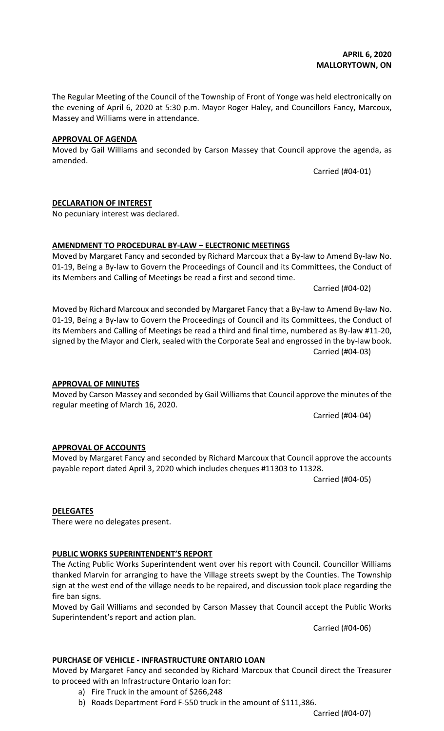**APRIL 6, 2020**
**MALLORYTOWN, ON**

The Regular Meeting of the Council of the Township of Front of Yonge was held electronically on the evening of April 6, 2020 at 5:30 p.m. Mayor Roger Haley, and Councillors Fancy, Marcoux, Massey and Williams were in attendance.

**APPROVAL OF AGENDA**

Moved by Gail Williams and seconded by Carson Massey that Council approve the agenda, as amended.

Carried (#04-01)

**DECLARATION OF INTEREST**

No pecuniary interest was declared.

**AMENDMENT TO PROCEDURAL BY-LAW – ELECTRONIC MEETINGS**

Moved by Margaret Fancy and seconded by Richard Marcoux that a By-law to Amend By-law No. 01-19, Being a By-law to Govern the Proceedings of Council and its Committees, the Conduct of its Members and Calling of Meetings be read a first and second time.

Carried (#04-02)

Moved by Richard Marcoux and seconded by Margaret Fancy that a By-law to Amend By-law No. 01-19, Being a By-law to Govern the Proceedings of Council and its Committees, the Conduct of its Members and Calling of Meetings be read a third and final time, numbered as By-law #11-20, signed by the Mayor and Clerk, sealed with the Corporate Seal and engrossed in the by-law book.

Carried (#04-03)

**APPROVAL OF MINUTES**

Moved by Carson Massey and seconded by Gail Williams that Council approve the minutes of the regular meeting of March 16, 2020.

Carried (#04-04)

**APPROVAL OF ACCOUNTS**

Moved by Margaret Fancy and seconded by Richard Marcoux that Council approve the accounts payable report dated April 3, 2020 which includes cheques #11303 to 11328.

Carried (#04-05)

**DELEGATES**

There were no delegates present.

**PUBLIC WORKS SUPERINTENDENT'S REPORT**

The Acting Public Works Superintendent went over his report with Council. Councillor Williams thanked Marvin for arranging to have the Village streets swept by the Counties. The Township sign at the west end of the village needs to be repaired, and discussion took place regarding the fire ban signs.

Moved by Gail Williams and seconded by Carson Massey that Council accept the Public Works Superintendent's report and action plan.

Carried (#04-06)

**PURCHASE OF VEHICLE - INFRASTRUCTURE ONTARIO LOAN**

Moved by Margaret Fancy and seconded by Richard Marcoux that Council direct the Treasurer to proceed with an Infrastructure Ontario loan for:

a) Fire Truck in the amount of $266,248
b) Roads Department Ford F-550 truck in the amount of $111,386.

Carried (#04-07)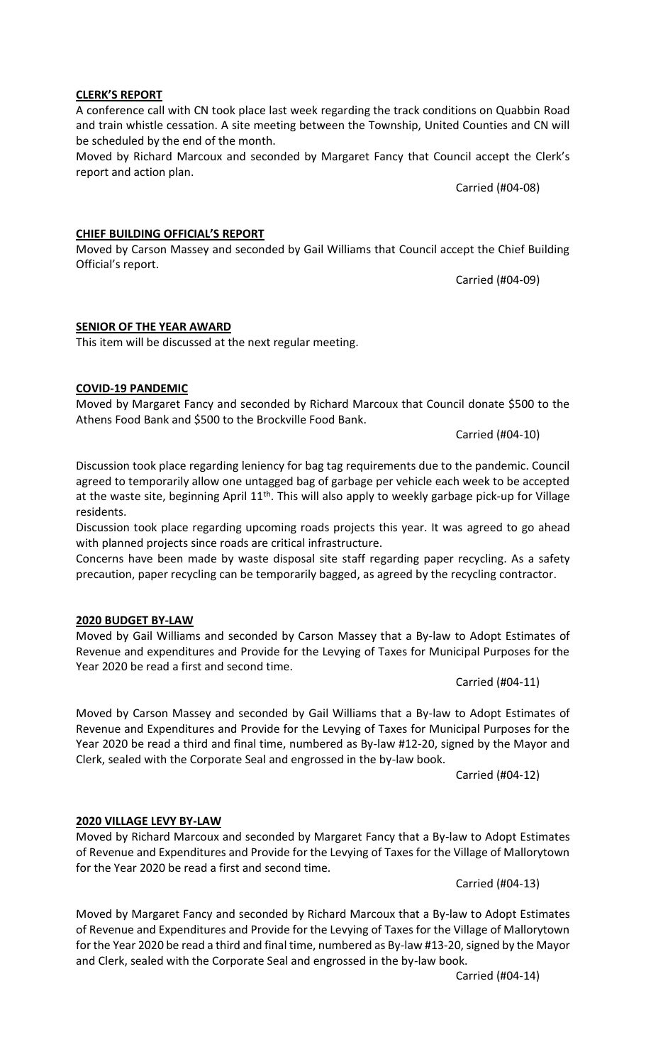**CLERK'S REPORT**

A conference call with CN took place last week regarding the track conditions on Quabbin Road and train whistle cessation. A site meeting between the Township, United Counties and CN will be scheduled by the end of the month.

Moved by Richard Marcoux and seconded by Margaret Fancy that Council accept the Clerk's report and action plan.

Carried (#04-08)

**CHIEF BUILDING OFFICIAL'S REPORT**

Moved by Carson Massey and seconded by Gail Williams that Council accept the Chief Building Official's report.

Carried (#04-09)

**SENIOR OF THE YEAR AWARD**

This item will be discussed at the next regular meeting.

**COVID-19 PANDEMIC**

Moved by Margaret Fancy and seconded by Richard Marcoux that Council donate $500 to the Athens Food Bank and $500 to the Brockville Food Bank.

Carried (#04-10)

Discussion took place regarding leniency for bag tag requirements due to the pandemic. Council agreed to temporarily allow one untagged bag of garbage per vehicle each week to be accepted at the waste site, beginning April 11th. This will also apply to weekly garbage pick-up for Village residents.

Discussion took place regarding upcoming roads projects this year. It was agreed to go ahead with planned projects since roads are critical infrastructure.

Concerns have been made by waste disposal site staff regarding paper recycling. As a safety precaution, paper recycling can be temporarily bagged, as agreed by the recycling contractor.

**2020 BUDGET BY-LAW**

Moved by Gail Williams and seconded by Carson Massey that a By-law to Adopt Estimates of Revenue and expenditures and Provide for the Levying of Taxes for Municipal Purposes for the Year 2020 be read a first and second time.

Carried (#04-11)

Moved by Carson Massey and seconded by Gail Williams that a By-law to Adopt Estimates of Revenue and Expenditures and Provide for the Levying of Taxes for Municipal Purposes for the Year 2020 be read a third and final time, numbered as By-law #12-20, signed by the Mayor and Clerk, sealed with the Corporate Seal and engrossed in the by-law book.

Carried (#04-12)

**2020 VILLAGE LEVY BY-LAW**

Moved by Richard Marcoux and seconded by Margaret Fancy that a By-law to Adopt Estimates of Revenue and Expenditures and Provide for the Levying of Taxes for the Village of Mallorytown for the Year 2020 be read a first and second time.

Carried (#04-13)

Moved by Margaret Fancy and seconded by Richard Marcoux that a By-law to Adopt Estimates of Revenue and Expenditures and Provide for the Levying of Taxes for the Village of Mallorytown for the Year 2020 be read a third and final time, numbered as By-law #13-20, signed by the Mayor and Clerk, sealed with the Corporate Seal and engrossed in the by-law book.

Carried (#04-14)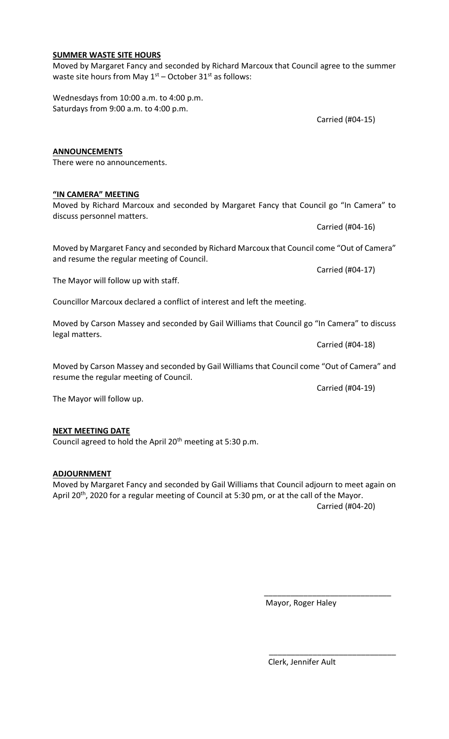**SUMMER WASTE SITE HOURS**

Moved by Margaret Fancy and seconded by Richard Marcoux that Council agree to the summer waste site hours from May 1st – October 31st as follows:

Wednesdays from 10:00 a.m. to 4:00 p.m.
Saturdays from 9:00 a.m. to 4:00 p.m.

Carried (#04-15)

**ANNOUNCEMENTS**

There were no announcements.

**"IN CAMERA" MEETING**

Moved by Richard Marcoux and seconded by Margaret Fancy that Council go "In Camera" to discuss personnel matters.

Carried (#04-16)

Moved by Margaret Fancy and seconded by Richard Marcoux that Council come "Out of Camera" and resume the regular meeting of Council.

Carried (#04-17)

The Mayor will follow up with staff.

Councillor Marcoux declared a conflict of interest and left the meeting.

Moved by Carson Massey and seconded by Gail Williams that Council go "In Camera" to discuss legal matters.

Carried (#04-18)

Moved by Carson Massey and seconded by Gail Williams that Council come "Out of Camera" and resume the regular meeting of Council.

Carried (#04-19)

The Mayor will follow up.

**NEXT MEETING DATE**

Council agreed to hold the April 20th meeting at 5:30 p.m.

**ADJOURNMENT**

Moved by Margaret Fancy and seconded by Gail Williams that Council adjourn to meet again on April 20th, 2020 for a regular meeting of Council at 5:30 pm, or at the call of the Mayor.

Carried (#04-20)

\_\_\_\_\_\_\_\_\_\_\_\_\_\_\_\_\_\_\_\_\_\_\_\_\_\_\_\_\_\_

Mayor, Roger Haley

\_\_\_\_\_\_\_\_\_\_\_\_\_\_\_\_\_\_\_\_\_\_\_\_\_\_\_\_\_\_

Clerk, Jennifer Ault